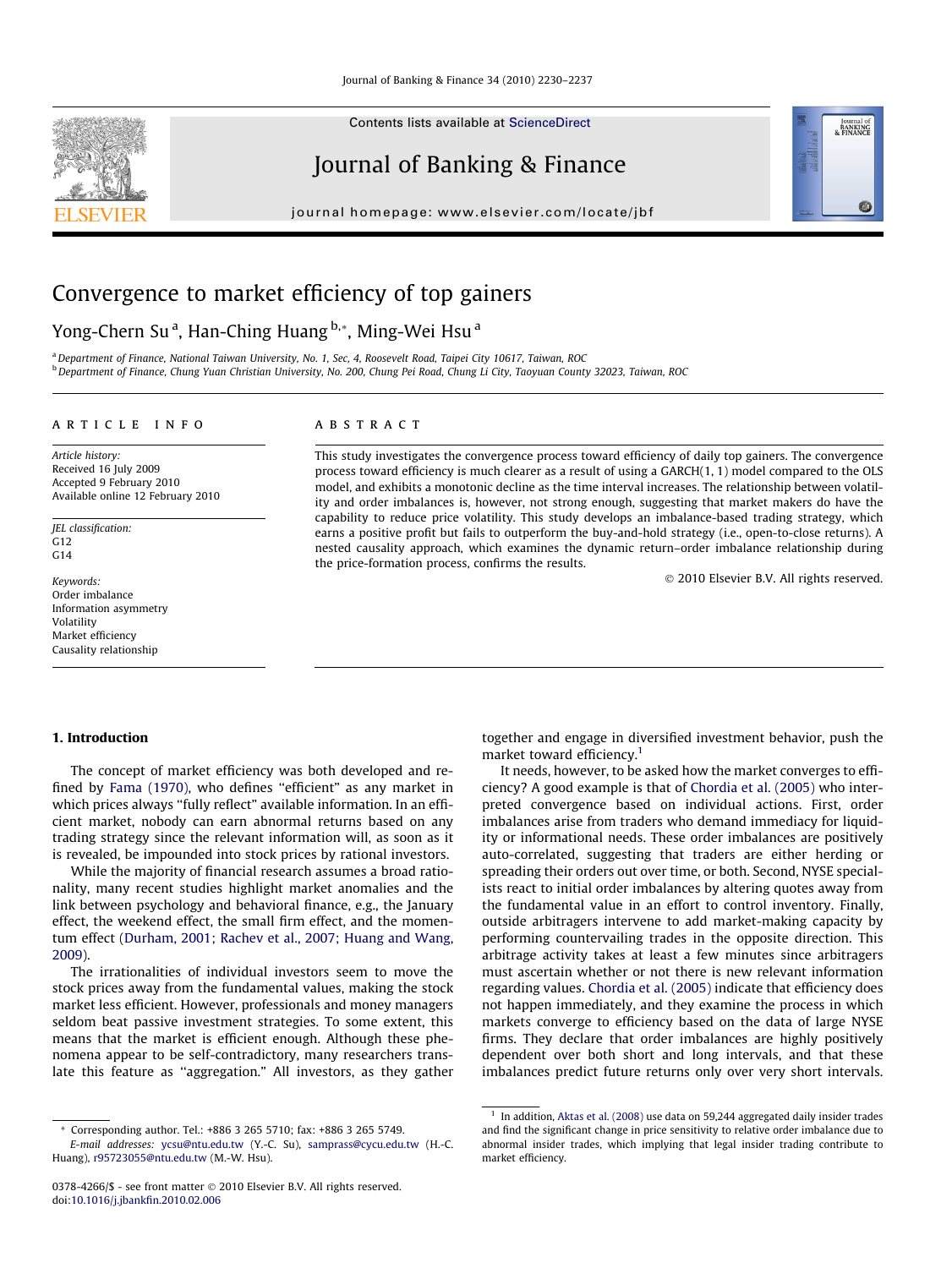# Convergence to market efficiency of top gainers

Yong-Chern Su [a], Han-Ching Huang [b,*], Ming-Wei Hsu [a]

[a] Department of Finance, National Taiwan University, No. 1, Sec. 4, Roosevelt Road, Taipei City 10617, Taiwan, ROC
[b] Department of Finance, Chung Yuan Christian University, No. 200, Chung Pei Road, Chung Li City, Taoyuan County 32023, Taiwan, ROC

## ARTICLE INFO

*Article history:*
Received 16 July 2009
Accepted 9 February 2010
Available online 12 February 2010

*JEL classification:*
G12
G14

*Keywords:*
Order imbalance
Information asymmetry
Volatility
Market efficiency
Causality relationship

## ABSTRACT

This study investigates the convergence process toward efficiency of daily top gainers. The convergence process toward efficiency is much clearer as a result of using a GARCH(1, 1) model compared to the OLS model, and exhibits a monotonic decline as the time interval increases. The relationship between volatility and order imbalances is, however, not strong enough, suggesting that market makers do have the capability to reduce price volatility. This study develops an imbalance-based trading strategy, which earns a positive profit but fails to outperform the buy-and-hold strategy (i.e., open-to-close returns). A nested causality approach, which examines the dynamic return–order imbalance relationship during the price-formation process, confirms the results.

© 2010 Elsevier B.V. All rights reserved.

## 1. Introduction

The concept of market efficiency was both developed and refined by Fama (1970), who defines "efficient" as any market in which prices always "fully reflect" available information. In an efficient market, nobody can earn abnormal returns based on any trading strategy since the relevant information will, as soon as it is revealed, be impounded into stock prices by rational investors.

While the majority of financial research assumes a broad rationality, many recent studies highlight market anomalies and the link between psychology and behavioral finance, e.g., the January effect, the weekend effect, the small firm effect, and the momentum effect (Durham, 2001; Rachev et al., 2007; Huang and Wang, 2009).

The irrationalities of individual investors seem to move the stock prices away from the fundamental values, making the stock market less efficient. However, professionals and money managers seldom beat passive investment strategies. To some extent, this means that the market is efficient enough. Although these phenomena appear to be self-contradictory, many researchers translate this feature as "aggregation." All investors, as they gather together and engage in diversified investment behavior, push the market toward efficiency.[1]

It needs, however, to be asked how the market converges to efficiency? A good example is that of Chordia et al. (2005) who interpreted convergence based on individual actions. First, order imbalances arise from traders who demand immediacy for liquidity or informational needs. These order imbalances are positively auto-correlated, suggesting that traders are either herding or spreading their orders out over time, or both. Second, NYSE specialists react to initial order imbalances by altering quotes away from the fundamental value in an effort to control inventory. Finally, outside arbitragers intervene to add market-making capacity by performing countervailing trades in the opposite direction. This arbitrage activity takes at least a few minutes since arbitragers must ascertain whether or not there is new relevant information regarding values. Chordia et al. (2005) indicate that efficiency does not happen immediately, and they examine the process in which markets converge to efficiency based on the data of large NYSE firms. They declare that order imbalances are highly positively dependent over both short and long intervals, and that these imbalances predict future returns only over very short intervals.

[1] In addition, Aktas et al. (2008) use data on 59,244 aggregated daily insider trades and find the significant change in price sensitivity to relative order imbalance due to abnormal insider trades, which implying that legal insider trading contribute to market efficiency.

* Corresponding author. Tel.: +886 3 265 5710; fax: +886 3 265 5749.
E-mail addresses: ycsu@ntu.edu.tw (Y.-C. Su), samprass@cycu.edu.tw (H.-C. Huang), r95723055@ntu.edu.tw (M.-W. Hsu).

0378-4266/$ - see front matter © 2010 Elsevier B.V. All rights reserved.
doi:10.1016/j.jbankfin.2010.02.006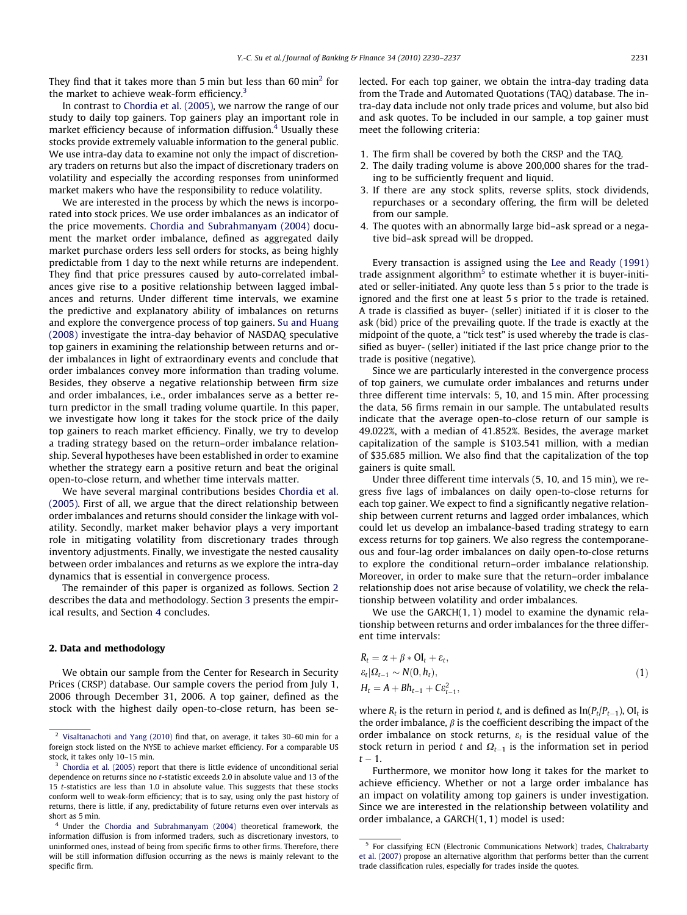They find that it takes more than 5 min but less than 60 min[2] for the market to achieve weak-form efficiency.[3]

In contrast to Chordia et al. (2005), we narrow the range of our study to daily top gainers. Top gainers play an important role in market efficiency because of information diffusion.[4] Usually these stocks provide extremely valuable information to the general public. We use intra-day data to examine not only the impact of discretionary traders on returns but also the impact of discretionary traders on volatility and especially the according responses from uninformed market makers who have the responsibility to reduce volatility.

We are interested in the process by which the news is incorporated into stock prices. We use order imbalances as an indicator of the price movements. Chordia and Subrahmanyam (2004) document the market order imbalance, defined as aggregated daily market purchase orders less sell orders for stocks, as being highly predictable from 1 day to the next while returns are independent. They find that price pressures caused by auto-correlated imbalances give rise to a positive relationship between lagged imbalances and returns. Under different time intervals, we examine the predictive and explanatory ability of imbalances on returns and explore the convergence process of top gainers. Su and Huang (2008) investigate the intra-day behavior of NASDAQ speculative top gainers in examining the relationship between returns and order imbalances in light of extraordinary events and conclude that order imbalances convey more information than trading volume. Besides, they observe a negative relationship between firm size and order imbalances, i.e., order imbalances serve as a better return predictor in the small trading volume quartile. In this paper, we investigate how long it takes for the stock price of the daily top gainers to reach market efficiency. Finally, we try to develop a trading strategy based on the return–order imbalance relationship. Several hypotheses have been established in order to examine whether the strategy earn a positive return and beat the original open-to-close return, and whether time intervals matter.

We have several marginal contributions besides Chordia et al. (2005). First of all, we argue that the direct relationship between order imbalances and returns should consider the linkage with volatility. Secondly, market maker behavior plays a very important role in mitigating volatility from discretionary trades through inventory adjustments. Finally, we investigate the nested causality between order imbalances and returns as we explore the intra-day dynamics that is essential in convergence process.

The remainder of this paper is organized as follows. Section 2 describes the data and methodology. Section 3 presents the empirical results, and Section 4 concludes.

## 2. Data and methodology

We obtain our sample from the Center for Research in Security Prices (CRSP) database. Our sample covers the period from July 1, 2006 through December 31, 2006. A top gainer, defined as the stock with the highest daily open-to-close return, has been selected. For each top gainer, we obtain the intra-day trading data from the Trade and Automated Quotations (TAQ) database. The intra-day data include not only trade prices and volume, but also bid and ask quotes. To be included in our sample, a top gainer must meet the following criteria:

1. The firm shall be covered by both the CRSP and the TAQ.
2. The daily trading volume is above 200,000 shares for the trading to be sufficiently frequent and liquid.
3. If there are any stock splits, reverse splits, stock dividends, repurchases or a secondary offering, the firm will be deleted from our sample.
4. The quotes with an abnormally large bid–ask spread or a negative bid–ask spread will be dropped.

Every transaction is assigned using the Lee and Ready (1991) trade assignment algorithm[5] to estimate whether it is buyer-initiated or seller-initiated. Any quote less than 5 s prior to the trade is ignored and the first one at least 5 s prior to the trade is retained. A trade is classified as buyer- (seller) initiated if it is closer to the ask (bid) price of the prevailing quote. If the trade is exactly at the midpoint of the quote, a "tick test" is used whereby the trade is classified as buyer- (seller) initiated if the last price change prior to the trade is positive (negative).

Since we are particularly interested in the convergence process of top gainers, we cumulate order imbalances and returns under three different time intervals: 5, 10, and 15 min. After processing the data, 56 firms remain in our sample. The untabulated results indicate that the average open-to-close return of our sample is 49.022%, with a median of 41.852%. Besides, the average market capitalization of the sample is \$103.541 million, with a median of \$35.685 million. We also find that the capitalization of the top gainers is quite small.

Under three different time intervals (5, 10, and 15 min), we regress five lags of imbalances on daily open-to-close returns for each top gainer. We expect to find a significantly negative relationship between current returns and lagged order imbalances, which could let us develop an imbalance-based trading strategy to earn excess returns for top gainers. We also regress the contemporaneous and four-lag order imbalances on daily open-to-close returns to explore the conditional return–order imbalance relationship. Moreover, in order to make sure that the return–order imbalance relationship does not arise because of volatility, we check the relationship between volatility and order imbalances.

We use the GARCH(1, 1) model to examine the dynamic relationship between returns and order imbalances for the three different time intervals:

$$
\begin{aligned}
R_t &= \alpha + \beta * \mathrm{OI}_t + \varepsilon_t, \\
\varepsilon_t | \Omega_{t-1} &\sim N(0, h_t), \\
H_t &= A + Bh_{t-1} + C\varepsilon_{t-1}^2,
\end{aligned}
\tag{1}
$$

where $R_t$ is the return in period $t$, and is defined as $\ln(P_t/P_{t-1})$, $\mathrm{OI}_t$ is the order imbalance, $\beta$ is the coefficient describing the impact of the order imbalance on stock returns, $\varepsilon_t$ is the residual value of the stock return in period $t$ and $\Omega_{t-1}$ is the information set in period $t-1$.

Furthermore, we monitor how long it takes for the market to achieve efficiency. Whether or not a large order imbalance has an impact on volatility among top gainers is under investigation. Since we are interested in the relationship between volatility and order imbalance, a GARCH(1, 1) model is used:

---

[2] Visaltanachoti and Yang (2010) find that, on average, it takes 30–60 min for a foreign stock listed on the NYSE to achieve market efficiency. For a comparable US stock, it takes only 10–15 min.

[3] Chordia et al. (2005) report that there is little evidence of unconditional serial dependence on returns since no $t$-statistic exceeds 2.0 in absolute value and 13 of the 15 $t$-statistics are less than 1.0 in absolute value. This suggests that these stocks conform well to weak-form efficiency; that is to say, using only the past history of returns, there is little, if any, predictability of future returns even over intervals as short as 5 min.

[4] Under the Chordia and Subrahmanyam (2004) theoretical framework, the information diffusion is from informed traders, such as discretionary investors, to uninformed ones, instead of being from specific firms to other firms. Therefore, there will be still information diffusion occurring as the news is mainly relevant to the specific firm.

[5] For classifying ECN (Electronic Communications Network) trades, Chakrabarty et al. (2007) propose an alternative algorithm that performs better than the current trade classification rules, especially for trades inside the quotes.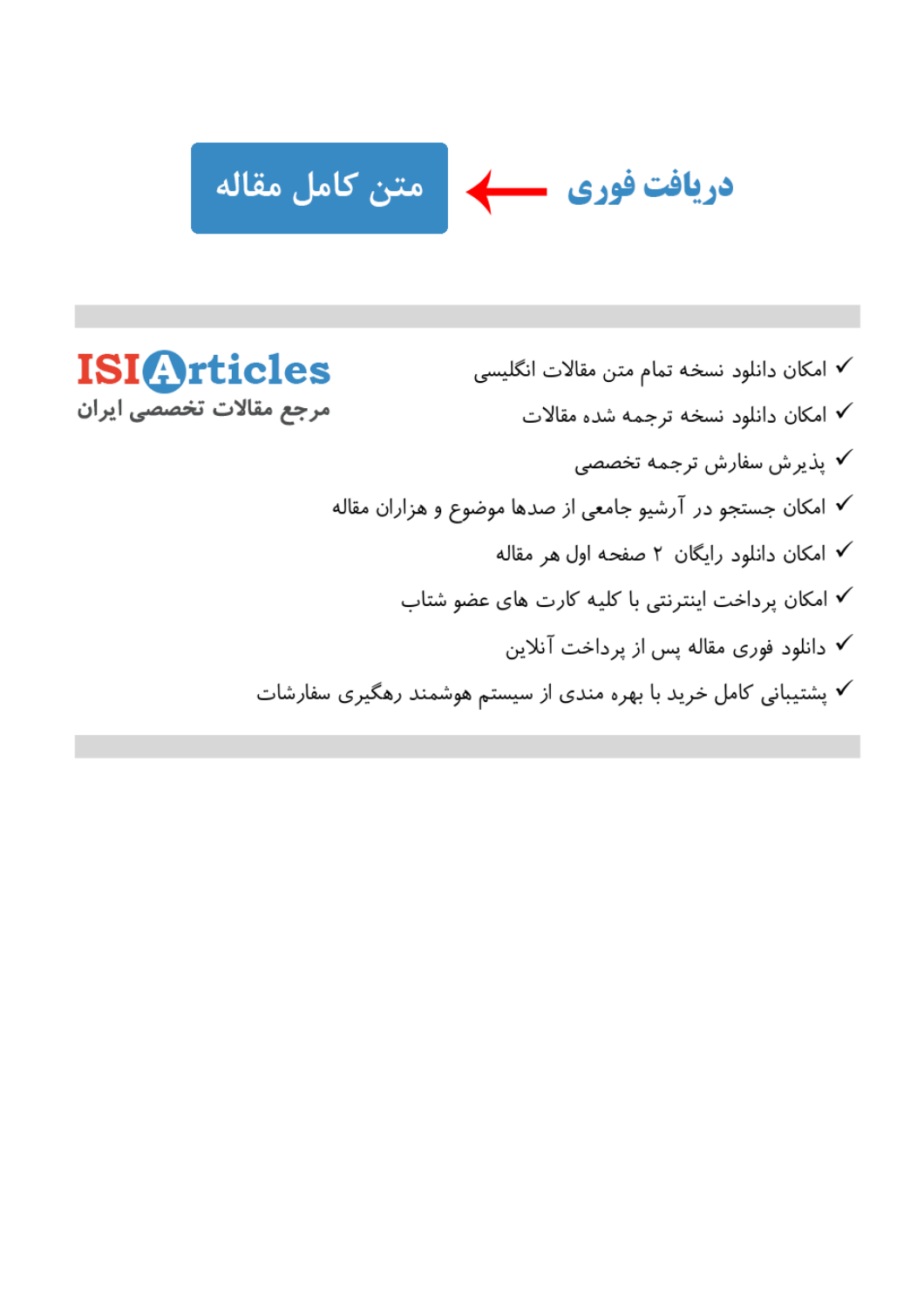دریافت فوری ← متن کامل مقاله

**ISIArticles**
مرجع مقالات تخصصی ایران

- ✓ امکان دانلود نسخه تمام متن مقالات انگلیسی
- ✓ امکان دانلود نسخه ترجمه شده مقالات
- ✓ پذیرش سفارش ترجمه تخصصی
- ✓ امکان جستجو در آرشیو جامعی از صدها موضوع و هزاران مقاله
- ✓ امکان دانلود رایگان ۲ صفحه اول هر مقاله
- ✓ امکان پرداخت اینترنتی با کلیه کارت های عضو شتاب
- ✓ دانلود فوری مقاله پس از پرداخت آنلاین
- ✓ پشتیبانی کامل خرید با بهره مندی از سیستم هوشمند رهگیری سفارشات